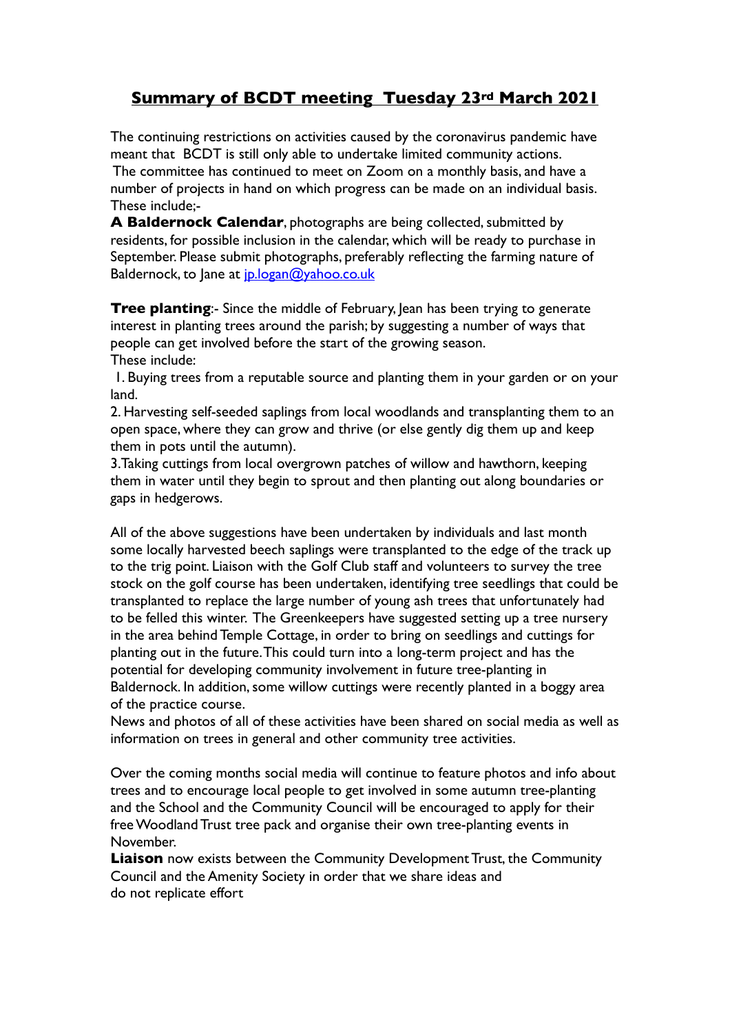# Summary of BCDT meeting Tuesday 23rd March 2021

The continuing restrictions on activities caused by the coronavirus pandemic have meant that BCDT is still only able to undertake limited community actions. The committee has continued to meet on Zoom on a monthly basis, and have a number of projects in hand on which progress can be made on an individual basis. These include;-

**A Baldernock Calendar**, photographs are being collected, submitted by residents, for possible inclusion in the calendar, which will be ready to purchase in September. Please submit photographs, preferably reflecting the farming nature of Baldernock, to Jane at jp.logan@yahoo.co.uk

**Tree planting**:- Since the middle of February, Jean has been trying to generate interest in planting trees around the parish; by suggesting a number of ways that people can get involved before the start of the growing season.
These include:

1. Buying trees from a reputable source and planting them in your garden or on your land.
2. Harvesting self-seeded saplings from local woodlands and transplanting them to an open space, where they can grow and thrive (or else gently dig them up and keep them in pots until the autumn).
3. Taking cuttings from local overgrown patches of willow and hawthorn, keeping them in water until they begin to sprout and then planting out along boundaries or gaps in hedgerows.

All of the above suggestions have been undertaken by individuals and last month some locally harvested beech saplings were transplanted to the edge of the track up to the trig point. Liaison with the Golf Club staff and volunteers to survey the tree stock on the golf course has been undertaken, identifying tree seedlings that could be transplanted to replace the large number of young ash trees that unfortunately had to be felled this winter. The Greenkeepers have suggested setting up a tree nursery in the area behind Temple Cottage, in order to bring on seedlings and cuttings for planting out in the future. This could turn into a long-term project and has the potential for developing community involvement in future tree-planting in Baldernock. In addition, some willow cuttings were recently planted in a boggy area of the practice course.
News and photos of all of these activities have been shared on social media as well as information on trees in general and other community tree activities.

Over the coming months social media will continue to feature photos and info about trees and to encourage local people to get involved in some autumn tree-planting and the School and the Community Council will be encouraged to apply for their free Woodland Trust tree pack and organise their own tree-planting events in November.

**Liaison** now exists between the Community Development Trust, the Community Council and the Amenity Society in order that we share ideas and do not replicate effort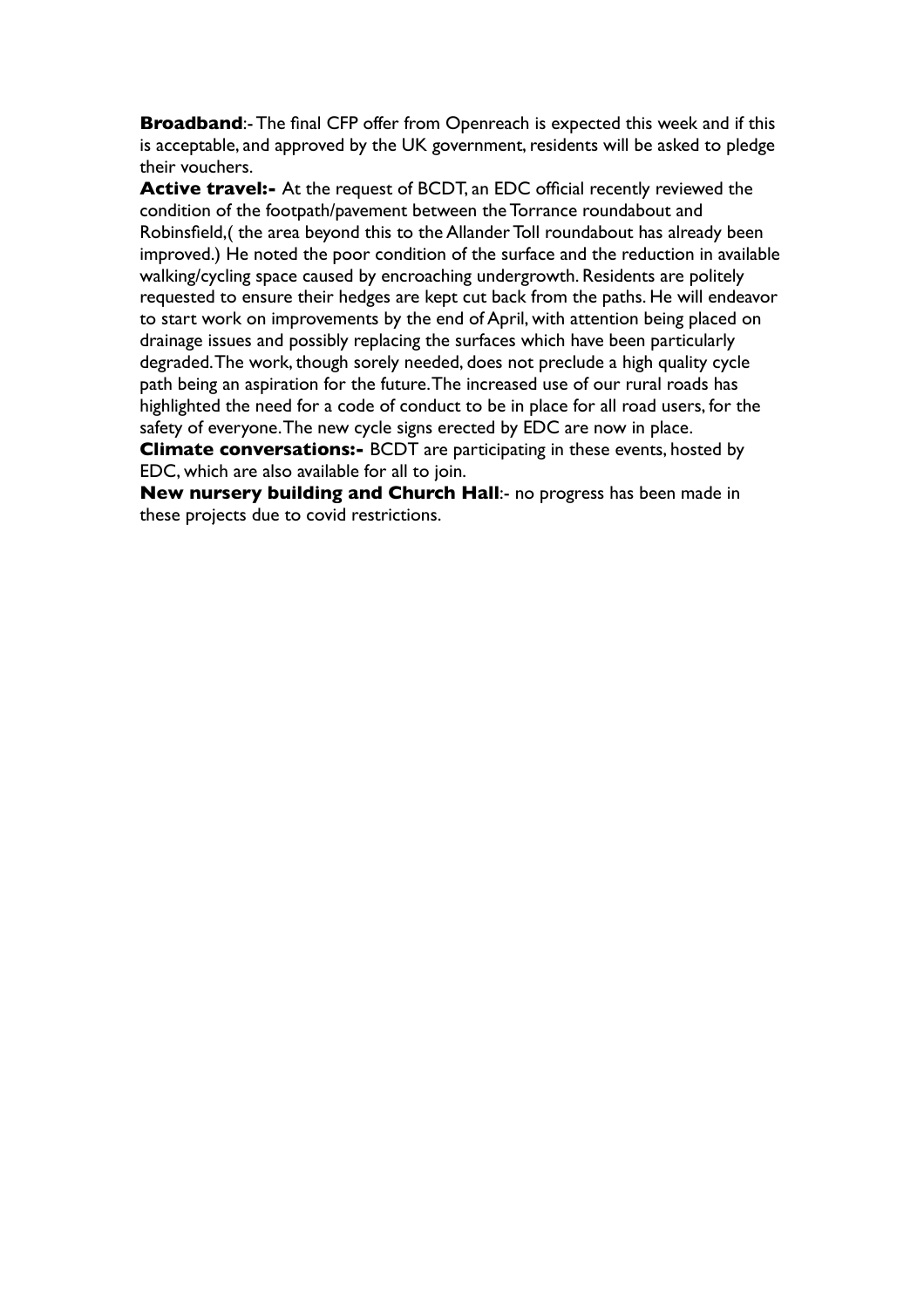**Broadband**:- The final CFP offer from Openreach is expected this week and if this is acceptable, and approved by the UK government, residents will be asked to pledge their vouchers.

**Active travel:-** At the request of BCDT, an EDC official recently reviewed the condition of the footpath/pavement between the Torrance roundabout and Robinsfield,( the area beyond this to the Allander Toll roundabout has already been improved.) He noted the poor condition of the surface and the reduction in available walking/cycling space caused by encroaching undergrowth. Residents are politely requested to ensure their hedges are kept cut back from the paths. He will endeavor to start work on improvements by the end of April, with attention being placed on drainage issues and possibly replacing the surfaces which have been particularly degraded. The work, though sorely needed, does not preclude a high quality cycle path being an aspiration for the future. The increased use of our rural roads has highlighted the need for a code of conduct to be in place for all road users, for the safety of everyone. The new cycle signs erected by EDC are now in place.

**Climate conversations:-** BCDT are participating in these events, hosted by EDC, which are also available for all to join.

**New nursery building and Church Hall**:- no progress has been made in these projects due to covid restrictions.